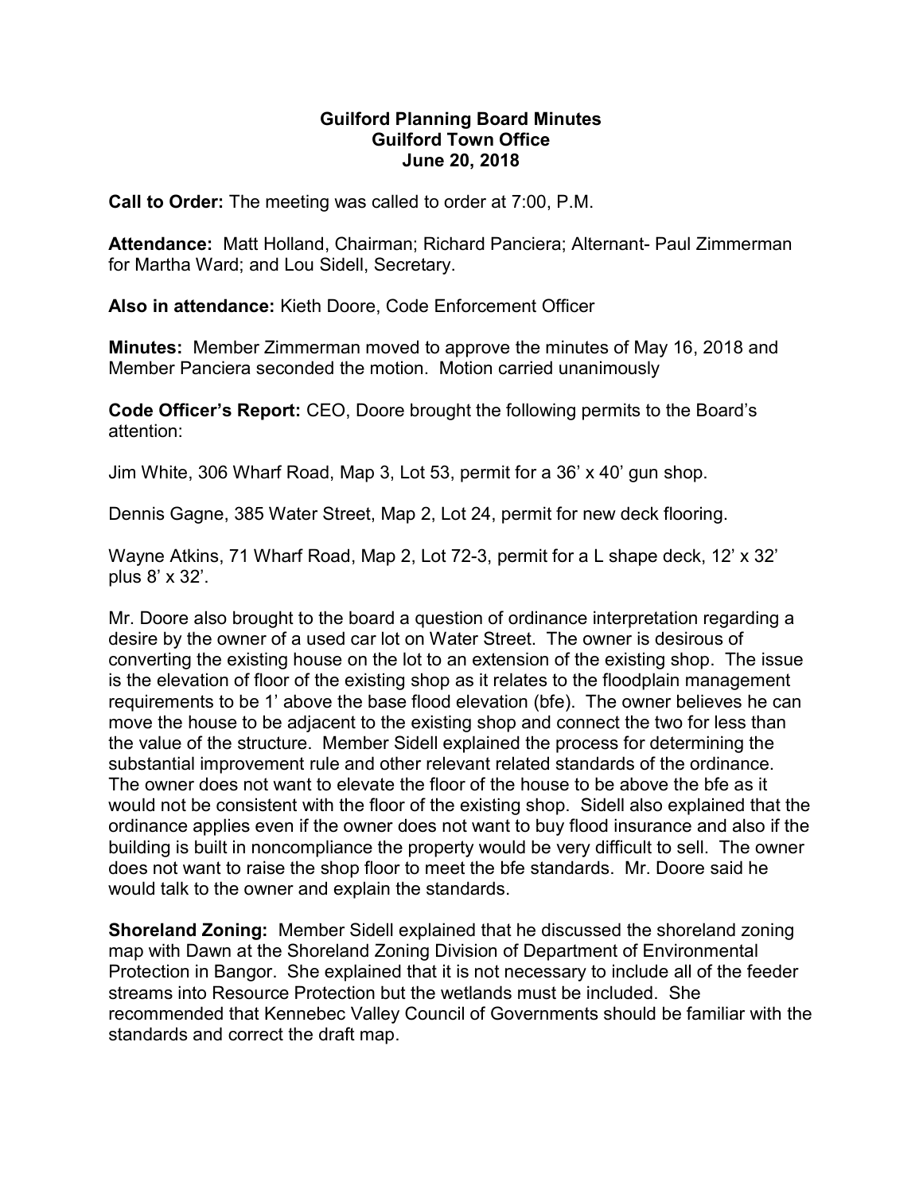**Guilford Planning Board Minutes**
**Guilford Town Office**
**June 20, 2018**

**Call to Order:** The meeting was called to order at 7:00, P.M.

**Attendance:** Matt Holland, Chairman; Richard Panciera; Alternant- Paul Zimmerman for Martha Ward; and Lou Sidell, Secretary.

**Also in attendance:** Kieth Doore, Code Enforcement Officer

**Minutes:** Member Zimmerman moved to approve the minutes of May 16, 2018 and Member Panciera seconded the motion. Motion carried unanimously

**Code Officer's Report:** CEO, Doore brought the following permits to the Board's attention:

Jim White, 306 Wharf Road, Map 3, Lot 53, permit for a 36' x 40' gun shop.

Dennis Gagne, 385 Water Street, Map 2, Lot 24, permit for new deck flooring.

Wayne Atkins, 71 Wharf Road, Map 2, Lot 72-3, permit for a L shape deck, 12' x 32' plus 8' x 32'.

Mr. Doore also brought to the board a question of ordinance interpretation regarding a desire by the owner of a used car lot on Water Street. The owner is desirous of converting the existing house on the lot to an extension of the existing shop. The issue is the elevation of floor of the existing shop as it relates to the floodplain management requirements to be 1' above the base flood elevation (bfe). The owner believes he can move the house to be adjacent to the existing shop and connect the two for less than the value of the structure. Member Sidell explained the process for determining the substantial improvement rule and other relevant related standards of the ordinance. The owner does not want to elevate the floor of the house to be above the bfe as it would not be consistent with the floor of the existing shop. Sidell also explained that the ordinance applies even if the owner does not want to buy flood insurance and also if the building is built in noncompliance the property would be very difficult to sell. The owner does not want to raise the shop floor to meet the bfe standards. Mr. Doore said he would talk to the owner and explain the standards.

**Shoreland Zoning:** Member Sidell explained that he discussed the shoreland zoning map with Dawn at the Shoreland Zoning Division of Department of Environmental Protection in Bangor. She explained that it is not necessary to include all of the feeder streams into Resource Protection but the wetlands must be included. She recommended that Kennebec Valley Council of Governments should be familiar with the standards and correct the draft map.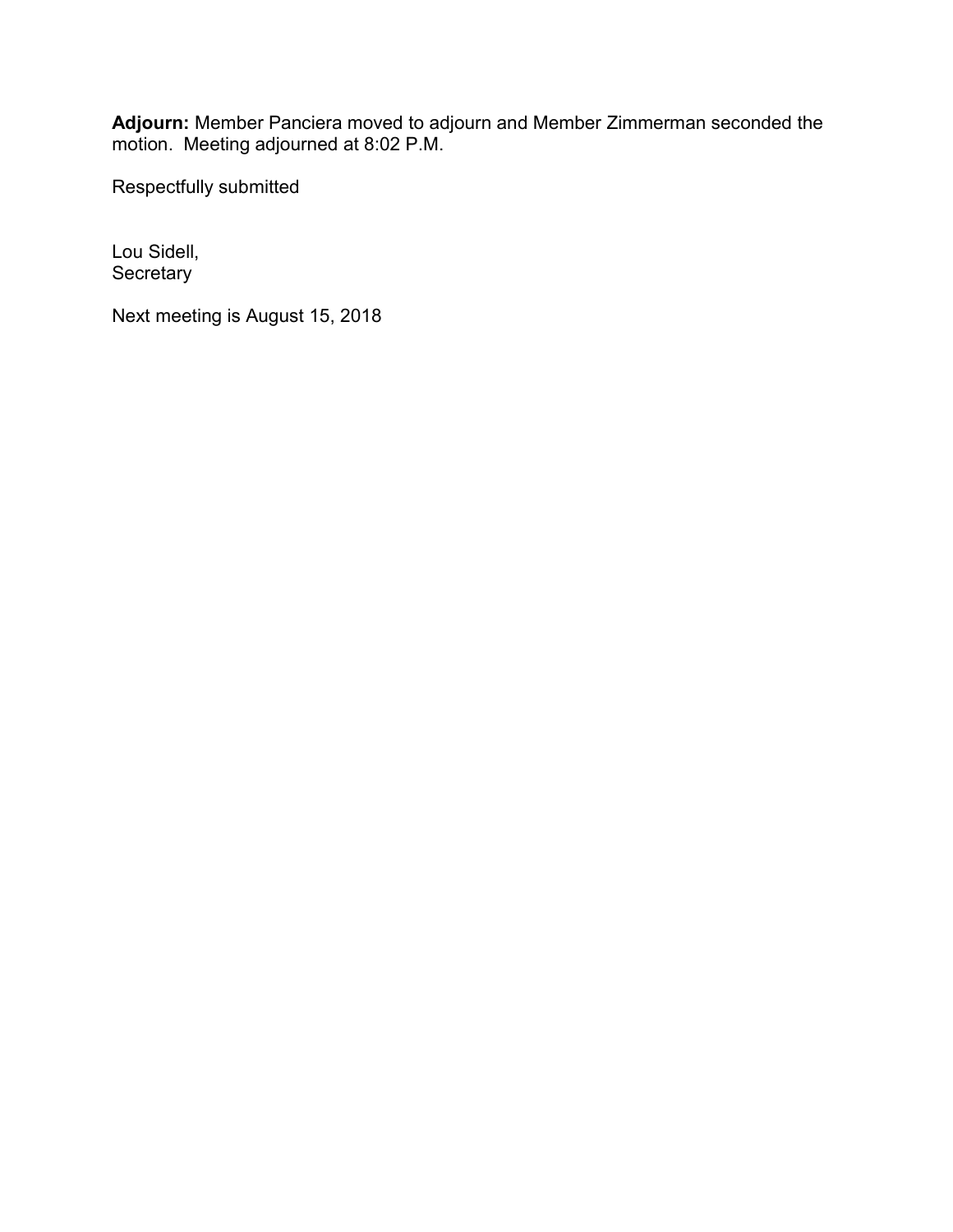**Adjourn:** Member Panciera moved to adjourn and Member Zimmerman seconded the motion. Meeting adjourned at 8:02 P.M.

Respectfully submitted

Lou Sidell,
Secretary

Next meeting is August 15, 2018